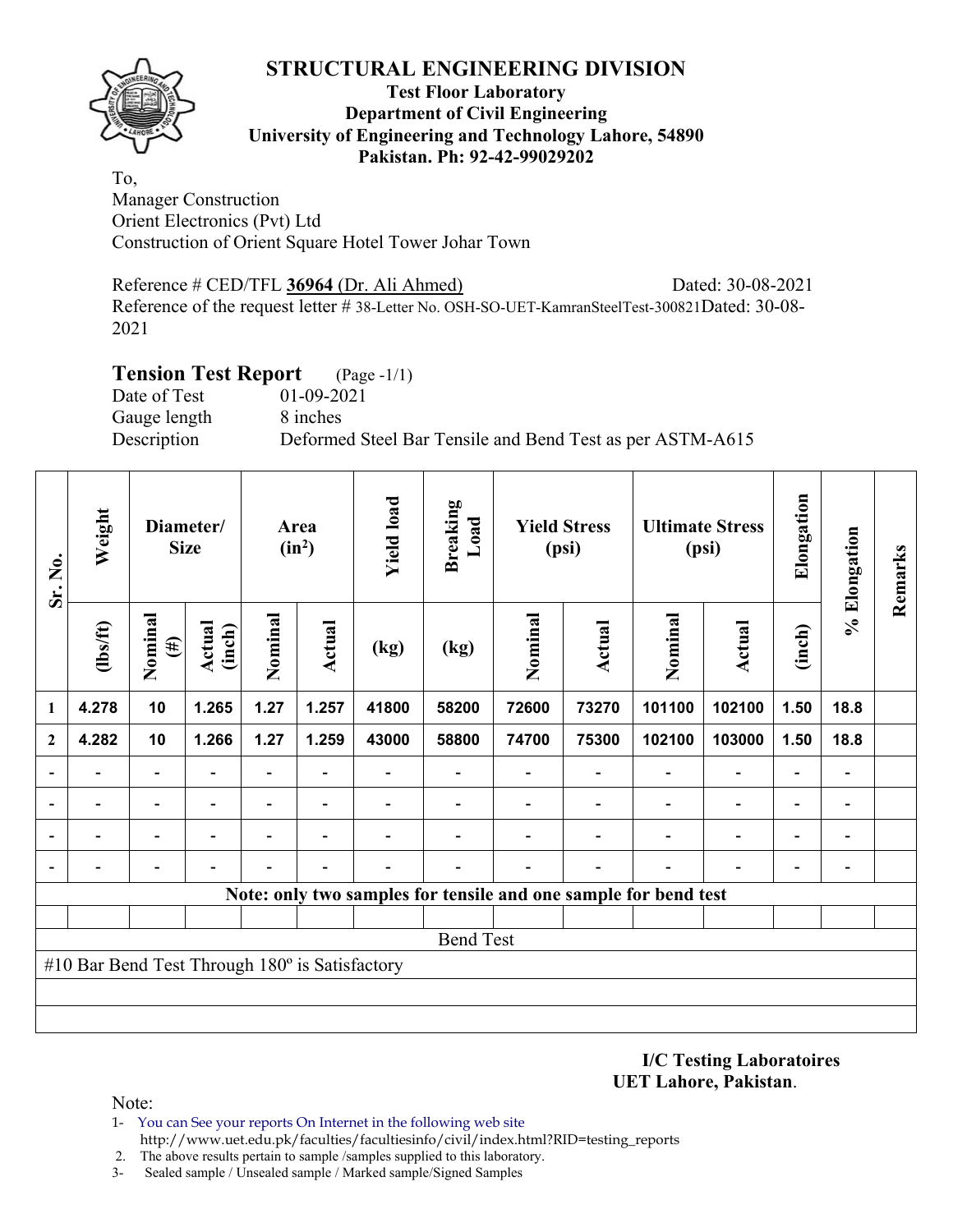# STRUCTURAL ENGINEERING DIVISION

**Test Floor Laboratory**
**Department of Civil Engineering**
**University of Engineering and Technology Lahore, 54890**
**Pakistan. Ph: 92-42-99029202**

To,
Manager Construction
Orient Electronics (Pvt) Ltd
Construction of Orient Square Hotel Tower Johar Town

Reference # CED/TFL **36964** (Dr. Ali Ahmed) Dated: 30-08-2021
Reference of the request letter # 38-Letter No. OSH-SO-UET-KamranSteelTest-300821Dated: 30-08-2021

## Tension Test Report (Page -1/1)

Date of Test 01-09-2021
Gauge length 8 inches
Description Deformed Steel Bar Tensile and Bend Test as per ASTM-A615

| Sr. No. | Weight | Diameter/ Size | | Area ($in^2$) | | Yield load | Breaking Load | Yield Stress (psi) | | Ultimate Stress (psi) | | Elongation | % Elongation | Remarks |
|---|---|---|---|---|---|---|---|---|---|---|---|---|---|---|
| | (lbs/ft) | Nominal (#) | Actual (inch) | Nominal | Actual | (kg) | (kg) | Nominal | Actual | Nominal | Actual | (inch) | | |
| 1 | 4.278 | 10 | 1.265 | 1.27 | 1.257 | 41800 | 58200 | 72600 | 73270 | 101100 | 102100 | 1.50 | 18.8 | |
| 2 | 4.282 | 10 | 1.266 | 1.27 | 1.259 | 43000 | 58800 | 74700 | 75300 | 102100 | 103000 | 1.50 | 18.8 | |
| - | - | - | - | - | - | - | - | - | - | - | - | - | - | |
| - | - | - | - | - | - | - | - | - | - | - | - | - | - | |
| - | - | - | - | - | - | - | - | - | - | - | - | - | - | |
| - | - | - | - | - | - | - | - | - | - | - | - | - | - | |
| Note: only two samples for tensile and one sample for bend test | | | | | | | | | | | | | | |
| | | | | | | | | | | | | | | |
| Bend Test | | | | | | | | | | | | | | |
| #10 Bar Bend Test Through 180º is Satisfactory | | | | | | | | | | | | | | |

**I/C Testing Laboratoires**
**UET Lahore, Pakistan**.

Note:
1- You can See your reports On Internet in the following web site
http://www.uet.edu.pk/faculties/facultiesinfo/civil/index.html?RID=testing_reports
2. The above results pertain to sample /samples supplied to this laboratory.
3- Sealed sample / Unsealed sample / Marked sample/Signed Samples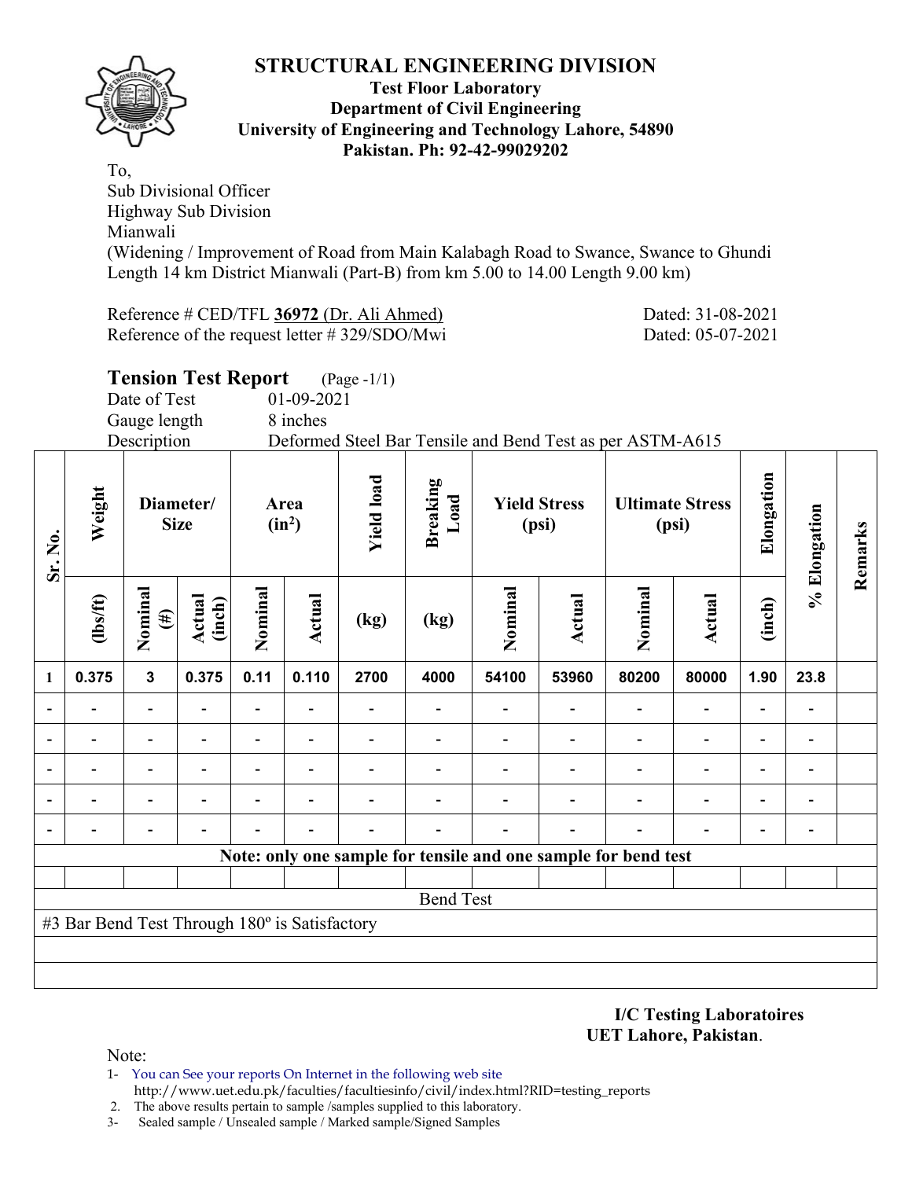# STRUCTURAL ENGINEERING DIVISION

**Test Floor Laboratory**
**Department of Civil Engineering**
**University of Engineering and Technology Lahore, 54890**
**Pakistan. Ph: 92-42-99029202**

To,
Sub Divisional Officer
Highway Sub Division
Mianwali
(Widening / Improvement of Road from Main Kalabagh Road to Swance, Swance to Ghundi Length 14 km District Mianwali (Part-B) from km 5.00 to 14.00 Length 9.00 km)

Reference # CED/TFL **36972** (Dr. Ali Ahmed) Dated: 31-08-2021
Reference of the request letter # 329/SDO/Mwi Dated: 05-07-2021

## Tension Test Report (Page -1/1)

Date of Test 01-09-2021
Gauge length 8 inches
Description Deformed Steel Bar Tensile and Bend Test as per ASTM-A615

| Sr. No. | Weight | Diameter/ Size | | Area ($in^2$) | | Yield load | Breaking Load | Yield Stress (psi) | | Ultimate Stress (psi) | | Elongation | % Elongation | Remarks |
|---|---|---|---|---|---|---|---|---|---|---|---|---|---|---|
| | (lbs/ft) | Nominal (#) | Actual (inch) | Nominal | Actual | (kg) | (kg) | Nominal | Actual | Nominal | Actual | (inch) | | |
| 1 | 0.375 | 3 | 0.375 | 0.11 | 0.110 | 2700 | 4000 | 54100 | 53960 | 80200 | 80000 | 1.90 | 23.8 | |
| - | - | - | - | - | - | - | - | - | - | - | - | - | - | |
| - | - | - | - | - | - | - | - | - | - | - | - | - | - | |
| - | - | - | - | - | - | - | - | - | - | - | - | - | - | |
| - | - | - | - | - | - | - | - | - | - | - | - | - | - | |
| - | - | - | - | - | - | - | - | - | - | - | - | - | - | |
| **Note: only one sample for tensile and one sample for bend test** | | | | | | | | | | | | | | |
| Bend Test | | | | | | | | | | | | | | |
| #3 Bar Bend Test Through 180º is Satisfactory | | | | | | | | | | | | | | |

**I/C Testing Laboratoires**
**UET Lahore, Pakistan**.

Note:
1- You can See your reports On Internet in the following web site
http://www.uet.edu.pk/faculties/facultiesinfo/civil/index.html?RID=testing_reports
2. The above results pertain to sample /samples supplied to this laboratory.
3- Sealed sample / Unsealed sample / Marked sample/Signed Samples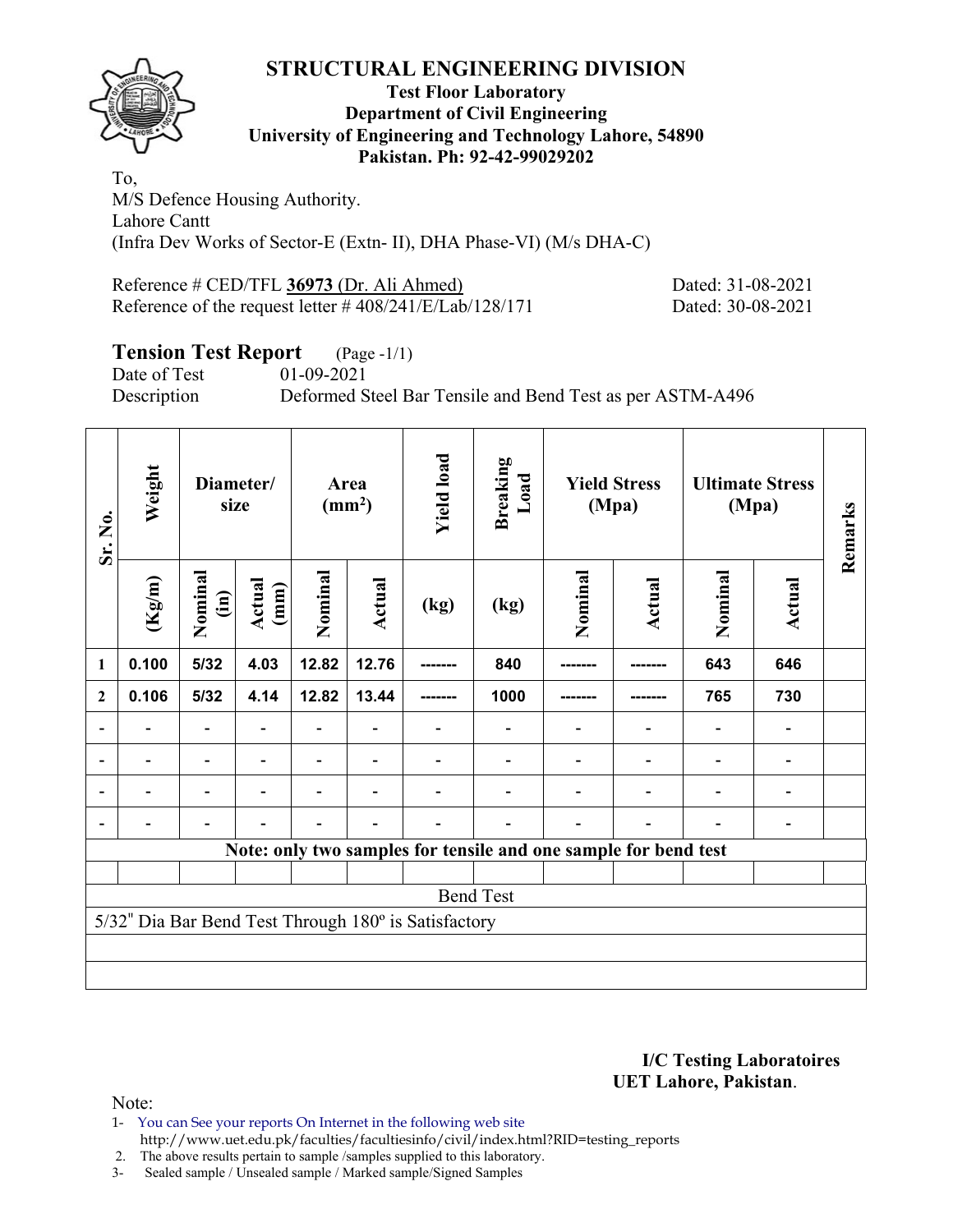# STRUCTURAL ENGINEERING DIVISION

**Test Floor Laboratory**
**Department of Civil Engineering**
**University of Engineering and Technology Lahore, 54890**
**Pakistan. Ph: 92-42-99029202**

To,
M/S Defence Housing Authority.
Lahore Cantt
(Infra Dev Works of Sector-E (Extn- II), DHA Phase-VI) (M/s DHA-C)

Reference # CED/TFL **36973** (Dr. Ali Ahmed) Dated: 31-08-2021
Reference of the request letter # 408/241/E/Lab/128/171 Dated: 30-08-2021

## Tension Test Report (Page -1/1)

Date of Test 01-09-2021
Description Deformed Steel Bar Tensile and Bend Test as per ASTM-A496

| Sr. No. | Weight | Diameter/ size | | Area ($mm^2$) | | Yield load | Breaking Load | Yield Stress (Mpa) | | Ultimate Stress (Mpa) | | Remarks |
|---|---|---|---|---|---|---|---|---|---|---|---|---|
| | (Kg/m) | Nominal (in) | Actual (mm) | Nominal | Actual | (kg) | (kg) | Nominal | Actual | Nominal | Actual | |
| 1 | 0.100 | 5/32 | 4.03 | 12.82 | 12.76 | ------- | 840 | ------- | ------- | 643 | 646 | |
| 2 | 0.106 | 5/32 | 4.14 | 12.82 | 13.44 | ------- | 1000 | ------- | ------- | 765 | 730 | |
| - | - | - | - | - | - | - | - | - | - | - | - | |
| - | - | - | - | - | - | - | - | - | - | - | - | |
| - | - | - | - | - | - | - | - | - | - | - | - | |
| - | - | - | - | - | - | - | - | - | - | - | - | |
| **Note: only two samples for tensile and one sample for bend test** | | | | | | | | | | | | |
| | | | | | | | | | | | | |
| Bend Test | | | | | | | | | | | | |
| 5/32" Dia Bar Bend Test Through 180º is Satisfactory | | | | | | | | | | | | |

**I/C Testing Laboratoires**
**UET Lahore, Pakistan**.

Note:

1- You can See your reports On Internet in the following web site
 http://www.uet.edu.pk/faculties/facultiesinfo/civil/index.html?RID=testing_reports
2. The above results pertain to sample /samples supplied to this laboratory.
3- Sealed sample / Unsealed sample / Marked sample/Signed Samples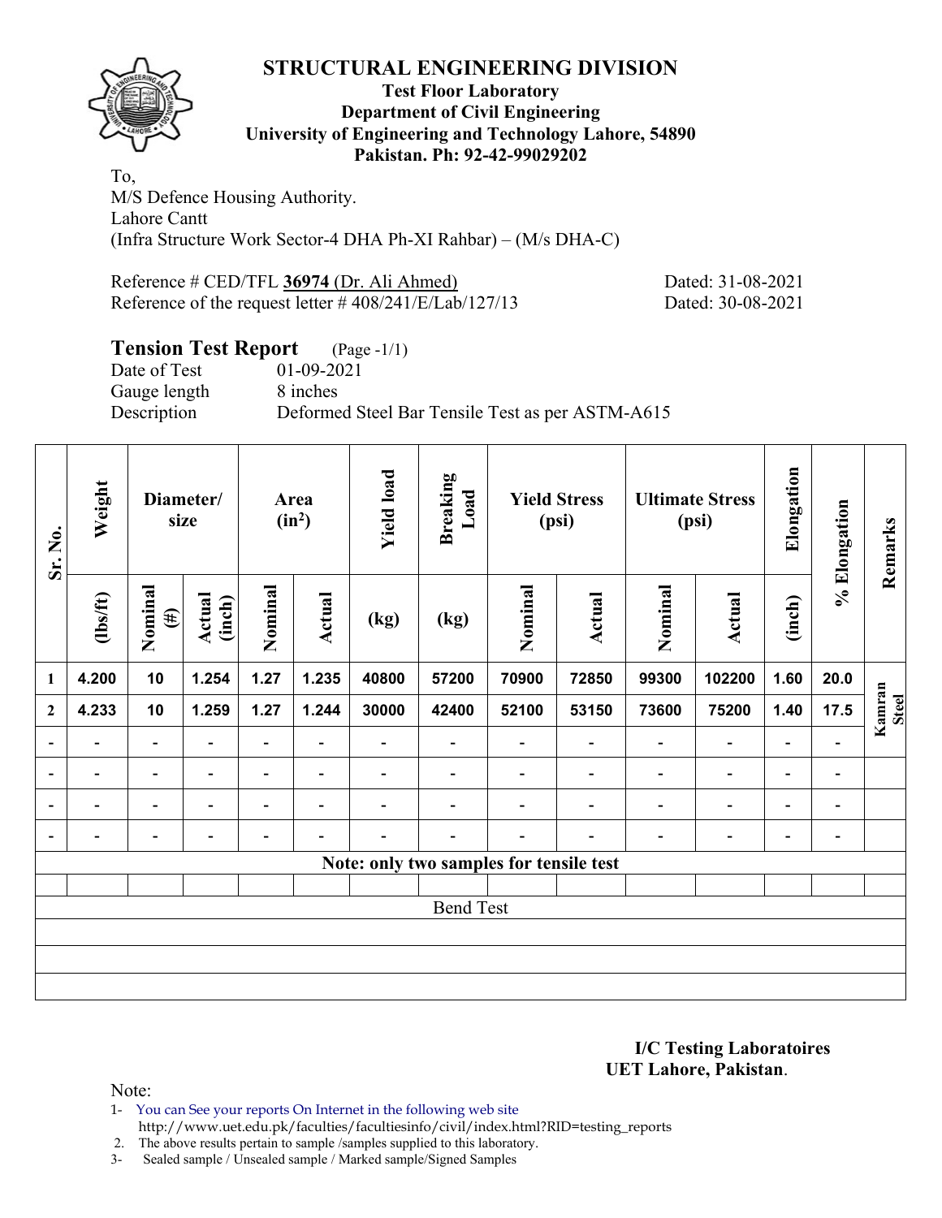# STRUCTURAL ENGINEERING DIVISION

**Test Floor Laboratory**
**Department of Civil Engineering**
**University of Engineering and Technology Lahore, 54890**
**Pakistan. Ph: 92-42-99029202**

To,
M/S Defence Housing Authority.
Lahore Cantt
(Infra Structure Work Sector-4 DHA Ph-XI Rahbar) – (M/s DHA-C)

Reference # CED/TFL **36974** (Dr. Ali Ahmed) Dated: 31-08-2021
Reference of the request letter # 408/241/E/Lab/127/13 Dated: 30-08-2021

## Tension Test Report (Page -1/1)

Date of Test 01-09-2021
Gauge length 8 inches
Description Deformed Steel Bar Tensile Test as per ASTM-A615

| Sr. No. | Weight | Diameter/ size | | Area ($in^2$) | | Yield load | Breaking Load | Yield Stress (psi) | | Ultimate Stress (psi) | | Elongation | % Elongation | Remarks |
|---|---|---|---|---|---|---|---|---|---|---|---|---|---|---|
| | (lbs/ft) | Nominal (#) | Actual (inch) | Nominal | Actual | (kg) | (kg) | Nominal | Actual | Nominal | Actual | (inch) | | |
| 1 | 4.200 | 10 | 1.254 | 1.27 | 1.235 | 40800 | 57200 | 70900 | 72850 | 99300 | 102200 | 1.60 | 20.0 | Kamran Steel |
| 2 | 4.233 | 10 | 1.259 | 1.27 | 1.244 | 30000 | 42400 | 52100 | 53150 | 73600 | 75200 | 1.40 | 17.5 | |
| - | - | - | - | - | - | - | - | - | - | - | - | - | - | |
| - | - | - | - | - | - | - | - | - | - | - | - | - | - | |
| - | - | - | - | - | - | - | - | - | - | - | - | - | - | |
| - | - | - | - | - | - | - | - | - | - | - | - | - | - | |
| Note: only two samples for tensile test | | | | | | | | | | | | | | |
| Bend Test | | | | | | | | | | | | | | |

**I/C Testing Laboratoires**
**UET Lahore, Pakistan**.

Note:

1- You can See your reports On Internet in the following web site
http://www.uet.edu.pk/faculties/facultiesinfo/civil/index.html?RID=testing_reports
2. The above results pertain to sample /samples supplied to this laboratory.
3- Sealed sample / Unsealed sample / Marked sample/Signed Samples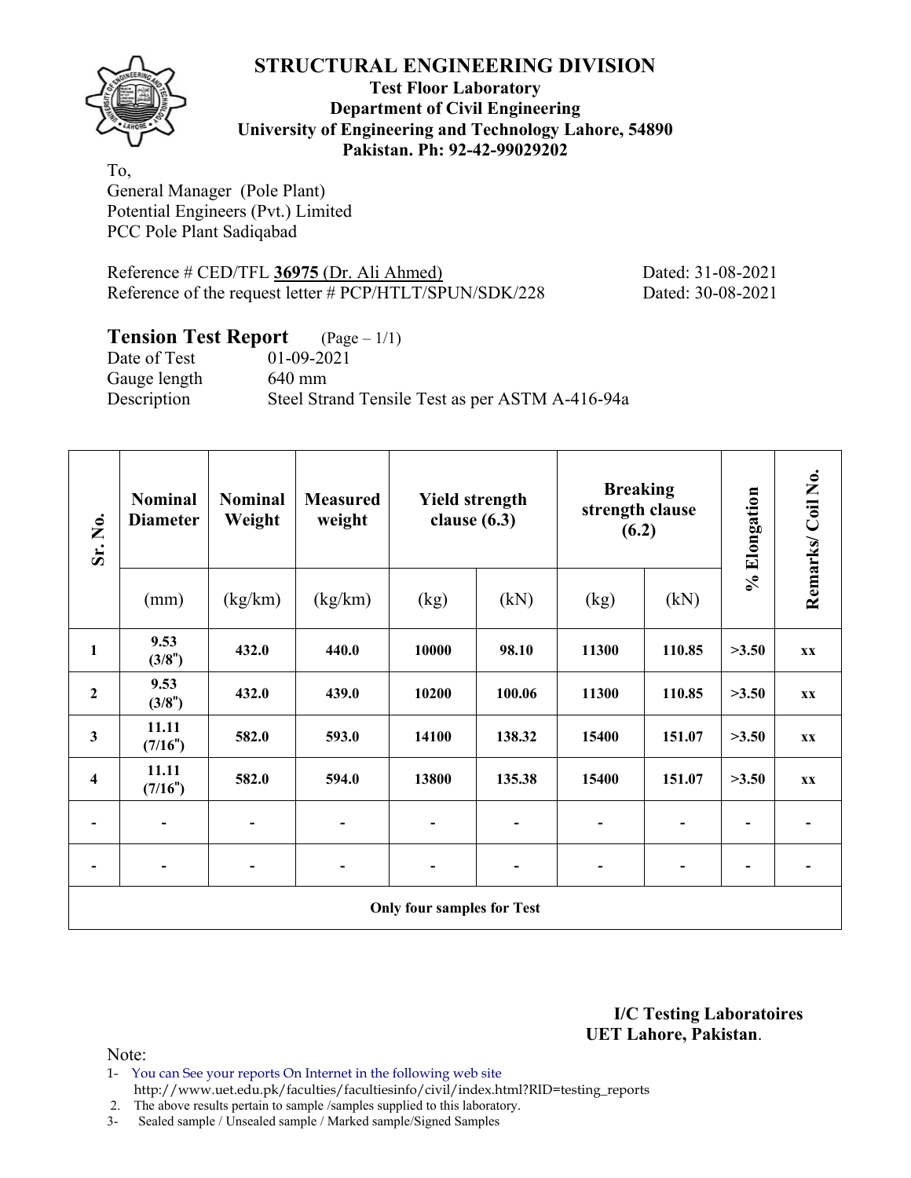# STRUCTURAL ENGINEERING DIVISION

**Test Floor Laboratory**
**Department of Civil Engineering**
**University of Engineering and Technology Lahore, 54890**
**Pakistan. Ph: 92-42-99029202**

To,
General Manager (Pole Plant)
Potential Engineers (Pvt.) Limited
PCC Pole Plant Sadiqabad

Reference # CED/TFL **36975** (Dr. Ali Ahmed) Dated: 31-08-2021
Reference of the request letter # PCP/HTLT/SPUN/SDK/228 Dated: 30-08-2021

## Tension Test Report (Page – 1/1)

Date of Test 01-09-2021
Gauge length 640 mm
Description Steel Strand Tensile Test as per ASTM A-416-94a

| Sr. No. | Nominal Diameter | Nominal Weight | Measured weight | Yield strength clause (6.3) | | Breaking strength clause (6.2) | | % Elongation | Remarks/ Coil No. |
|---|---|---|---|---|---|---|---|---|---|
| | (mm) | (kg/km) | (kg/km) | (kg) | (kN) | (kg) | (kN) | | |
| 1 | 9.53 (3/8") | 432.0 | 440.0 | 10000 | 98.10 | 11300 | 110.85 | >3.50 | xx |
| 2 | 9.53 (3/8") | 432.0 | 439.0 | 10200 | 100.06 | 11300 | 110.85 | >3.50 | xx |
| 3 | 11.11 (7/16") | 582.0 | 593.0 | 14100 | 138.32 | 15400 | 151.07 | >3.50 | xx |
| 4 | 11.11 (7/16") | 582.0 | 594.0 | 13800 | 135.38 | 15400 | 151.07 | >3.50 | xx |
| - | - | - | - | - | - | - | - | - | - |
| - | - | - | - | - | - | - | - | - | - |
| **Only four samples for Test** | | | | | | | | | |

**I/C Testing Laboratoires**
**UET Lahore, Pakistan**.

Note:
1- You can See your reports On Internet in the following web site
http://www.uet.edu.pk/faculties/facultiesinfo/civil/index.html?RID=testing_reports
2. The above results pertain to sample /samples supplied to this laboratory.
3- Sealed sample / Unsealed sample / Marked sample/Signed Samples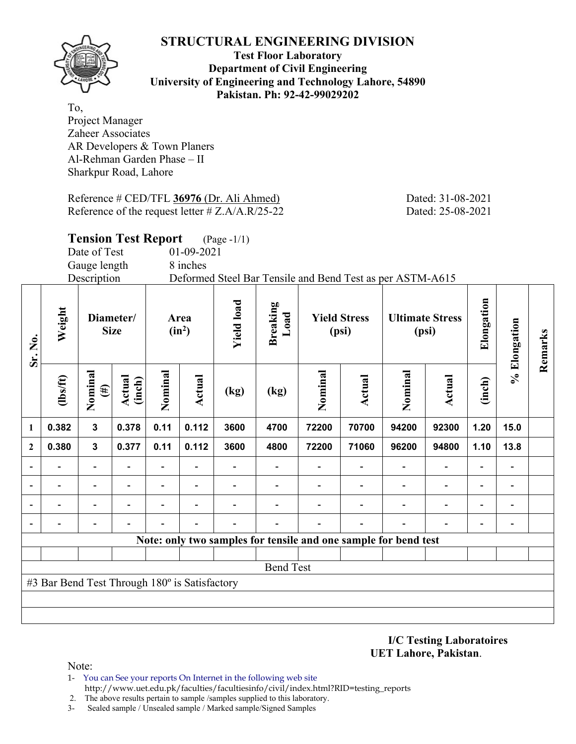# STRUCTURAL ENGINEERING DIVISION

**Test Floor Laboratory**
**Department of Civil Engineering**
**University of Engineering and Technology Lahore, 54890**
**Pakistan. Ph: 92-42-99029202**

To,
Project Manager
Zaheer Associates
AR Developers & Town Planers
Al-Rehman Garden Phase – II
Sharkpur Road, Lahore

Reference # CED/TFL **36976** (Dr. Ali Ahmed) Dated: 31-08-2021
Reference of the request letter # Z.A/A.R/25-22 Dated: 25-08-2021

## Tension Test Report (Page -1/1)

Date of Test 01-09-2021
Gauge length 8 inches
Description Deformed Steel Bar Tensile and Bend Test as per ASTM-A615

| Sr. No. | Weight | Diameter/ Size | | Area ($in^2$) | | Yield load | Breaking Load | Yield Stress (psi) | | Ultimate Stress (psi) | | Elongation | % Elongation | Remarks |
|---|---|---|---|---|---|---|---|---|---|---|---|---|---|---|
| | (lbs/ft) | Nominal (#) | Actual (inch) | Nominal | Actual | (kg) | (kg) | Nominal | Actual | Nominal | Actual | (inch) | | |
| 1 | 0.382 | 3 | 0.378 | 0.11 | 0.112 | 3600 | 4700 | 72200 | 70700 | 94200 | 92300 | 1.20 | 15.0 | |
| 2 | 0.380 | 3 | 0.377 | 0.11 | 0.112 | 3600 | 4800 | 72200 | 71060 | 96200 | 94800 | 1.10 | 13.8 | |
| - | - | - | - | - | - | - | - | - | - | - | - | - | - | |
| - | - | - | - | - | - | - | - | - | - | - | - | - | - | |
| - | - | - | - | - | - | - | - | - | - | - | - | - | - | |
| - | - | - | - | - | - | - | - | - | - | - | - | - | - | |

**Note: only two samples for tensile and one sample for bend test**

Bend Test

#3 Bar Bend Test Through 180º is Satisfactory

**I/C Testing Laboratoires**
**UET Lahore, Pakistan**.

Note:
1- You can See your reports On Internet in the following web site
http://www.uet.edu.pk/faculties/facultiesinfo/civil/index.html?RID=testing_reports
2. The above results pertain to sample /samples supplied to this laboratory.
3- Sealed sample / Unsealed sample / Marked sample/Signed Samples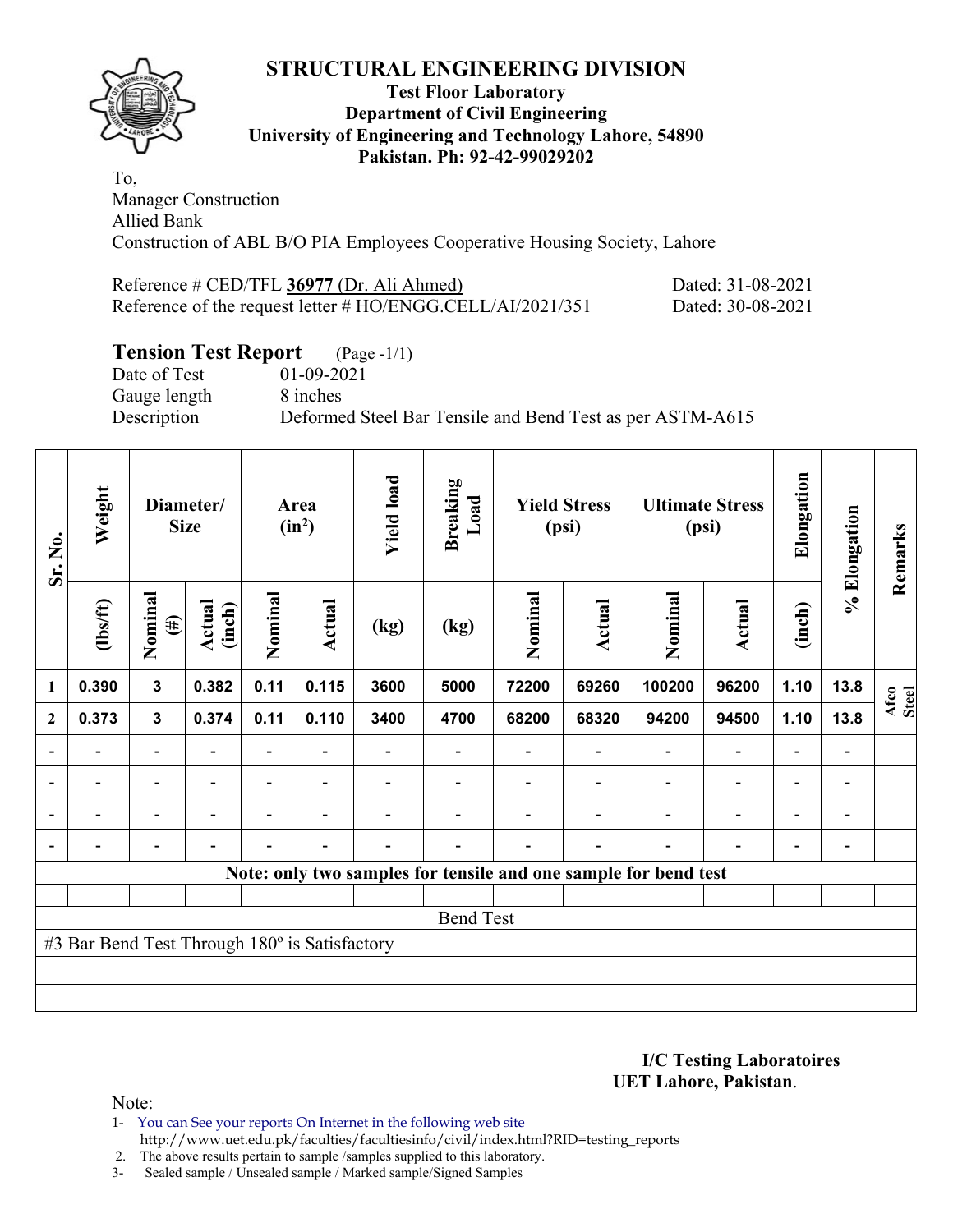# STRUCTURAL ENGINEERING DIVISION

**Test Floor Laboratory**
**Department of Civil Engineering**
**University of Engineering and Technology Lahore, 54890**
**Pakistan. Ph: 92-42-99029202**

To,
Manager Construction
Allied Bank
Construction of ABL B/O PIA Employees Cooperative Housing Society, Lahore

Reference # CED/TFL **36977** (Dr. Ali Ahmed) Dated: 31-08-2021
Reference of the request letter # HO/ENGG.CELL/AI/2021/351 Dated: 30-08-2021

## Tension Test Report (Page -1/1)

Date of Test 01-09-2021
Gauge length 8 inches
Description Deformed Steel Bar Tensile and Bend Test as per ASTM-A615

| Sr. No. | Weight | Diameter/ Size | | Area ($in^2$) | | Yield load | Breaking Load | Yield Stress (psi) | | Ultimate Stress (psi) | | Elongation | % Elongation | Remarks |
|---|---|---|---|---|---|---|---|---|---|---|---|---|---|---|
| | (lbs/ft) | Nominal (#) | Actual (inch) | Nominal | Actual | (kg) | (kg) | Nominal | Actual | Nominal | Actual | (inch) | | |
| 1 | 0.390 | 3 | 0.382 | 0.11 | 0.115 | 3600 | 5000 | 72200 | 69260 | 100200 | 96200 | 1.10 | 13.8 | Afco Steel |
| 2 | 0.373 | 3 | 0.374 | 0.11 | 0.110 | 3400 | 4700 | 68200 | 68320 | 94200 | 94500 | 1.10 | 13.8 | |
| - | - | - | - | - | - | - | - | - | - | - | - | - | - | |
| - | - | - | - | - | - | - | - | - | - | - | - | - | - | |
| - | - | - | - | - | - | - | - | - | - | - | - | - | - | |
| - | - | - | - | - | - | - | - | - | - | - | - | - | - | |
| **Note: only two samples for tensile and one sample for bend test** | | | | | | | | | | | | | | |
| | | | | | | | | | | | | | | |
| Bend Test | | | | | | | | | | | | | | |
| #3 Bar Bend Test Through 180º is Satisfactory | | | | | | | | | | | | | | |

**I/C Testing Laboratoires**
**UET Lahore, Pakistan**.

Note:
1- You can See your reports On Internet in the following web site
http://www.uet.edu.pk/faculties/facultiesinfo/civil/index.html?RID=testing_reports
2. The above results pertain to sample /samples supplied to this laboratory.
3- Sealed sample / Unsealed sample / Marked sample/Signed Samples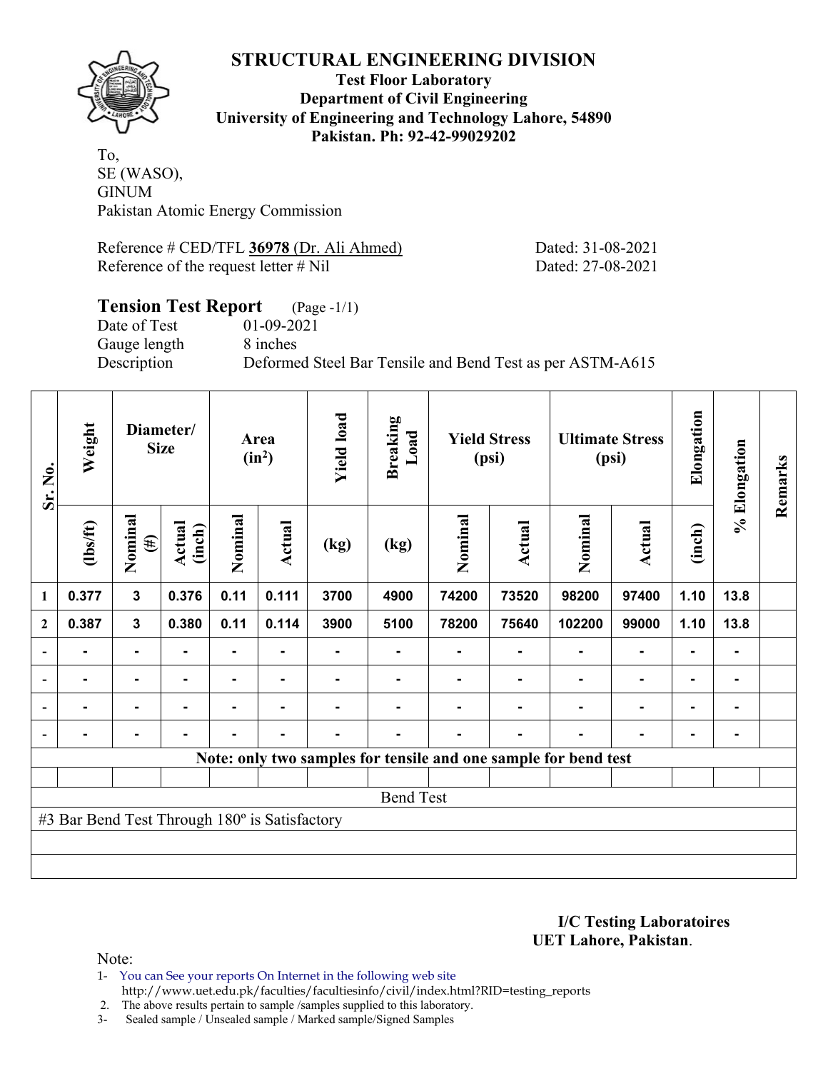## STRUCTURAL ENGINEERING DIVISION

**Test Floor Laboratory**
**Department of Civil Engineering**
**University of Engineering and Technology Lahore, 54890**
**Pakistan. Ph: 92-42-99029202**

To,
SE (WASO),
GINUM
Pakistan Atomic Energy Commission

Reference # CED/TFL **36978** (Dr. Ali Ahmed) Dated: 31-08-2021
Reference of the request letter # Nil Dated: 27-08-2021

**Tension Test Report** (Page -1/1)
Date of Test 01-09-2021
Gauge length 8 inches
Description Deformed Steel Bar Tensile and Bend Test as per ASTM-A615

| Sr. No. | Weight | Diameter/ Size | | Area ($in^2$) | | Yield load | Breaking Load | Yield Stress (psi) | | Ultimate Stress (psi) | | Elongation | % Elongation | Remarks |
|---|---|---|---|---|---|---|---|---|---|---|---|---|---|---|
| | (lbs/ft) | Nominal (#) | Actual (inch) | Nominal | Actual | (kg) | (kg) | Nominal | Actual | Nominal | Actual | (inch) | | |
| 1 | 0.377 | 3 | 0.376 | 0.11 | 0.111 | 3700 | 4900 | 74200 | 73520 | 98200 | 97400 | 1.10 | 13.8 | |
| 2 | 0.387 | 3 | 0.380 | 0.11 | 0.114 | 3900 | 5100 | 78200 | 75640 | 102200 | 99000 | 1.10 | 13.8 | |
| - | - | - | - | - | - | - | - | - | - | - | - | - | - | |
| - | - | - | - | - | - | - | - | - | - | - | - | - | - | |
| - | - | - | - | - | - | - | - | - | - | - | - | - | - | |
| - | - | - | - | - | - | - | - | - | - | - | - | - | - | |

**Note: only two samples for tensile and one sample for bend test**

Bend Test

#3 Bar Bend Test Through 180º is Satisfactory

**I/C Testing Laboratoires**
**UET Lahore, Pakistan**.

Note:
1- You can See your reports On Internet in the following web site
http://www.uet.edu.pk/faculties/facultiesinfo/civil/index.html?RID=testing_reports
2. The above results pertain to sample /samples supplied to this laboratory.
3- Sealed sample / Unsealed sample / Marked sample/Signed Samples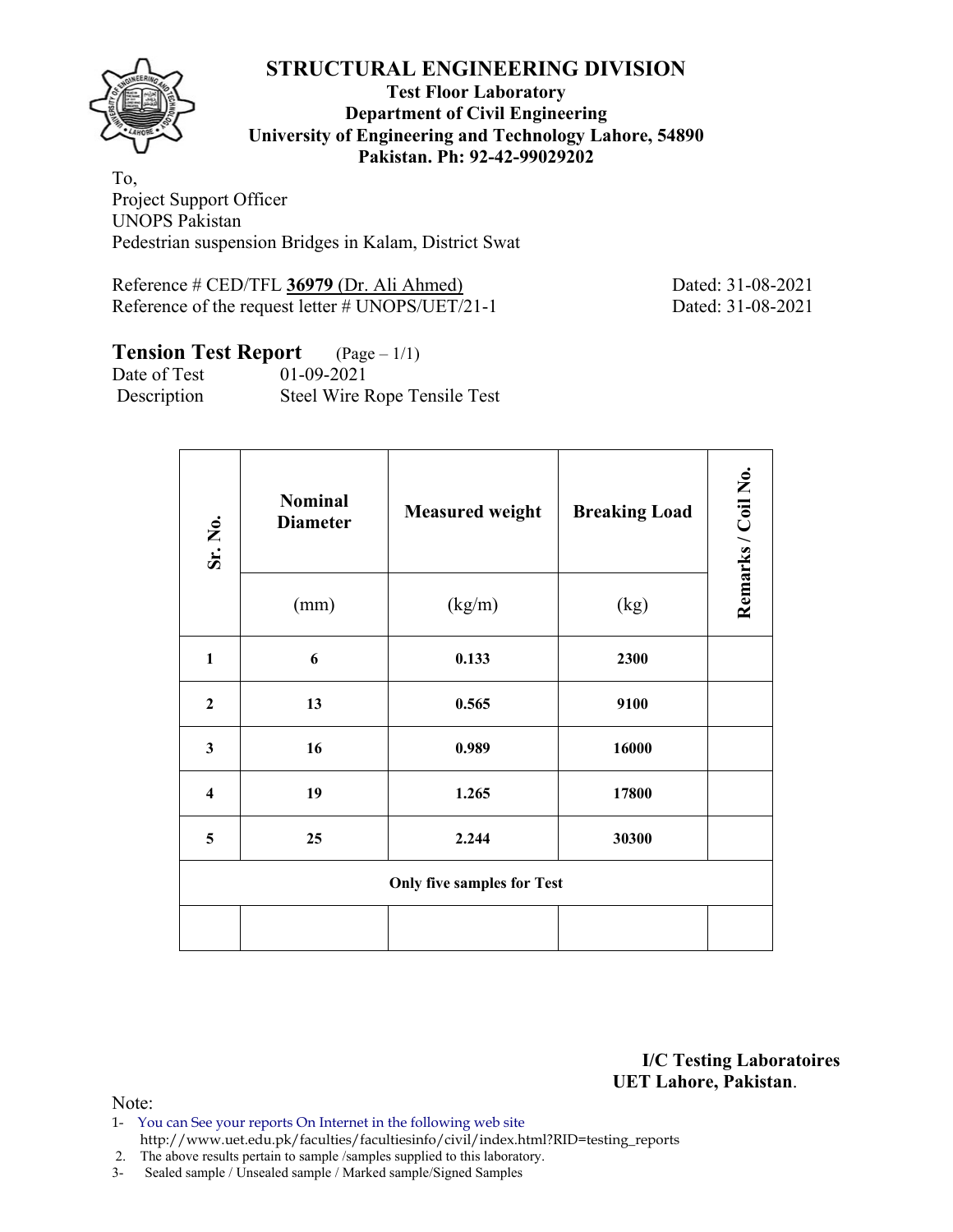# STRUCTURAL ENGINEERING DIVISION

**Test Floor Laboratory**
**Department of Civil Engineering**
**University of Engineering and Technology Lahore, 54890**
**Pakistan. Ph: 92-42-99029202**

To,
Project Support Officer
UNOPS Pakistan
Pedestrian suspension Bridges in Kalam, District Swat

Reference # CED/TFL **36979** (Dr. Ali Ahmed) Dated: 31-08-2021
Reference of the request letter # UNOPS/UET/21-1 Dated: 31-08-2021

## Tension Test Report (Page – 1/1)

Date of Test 01-09-2021
Description Steel Wire Rope Tensile Test

| Sr. No. | Nominal Diameter | Measured weight | Breaking Load | Remarks / Coil No. |
|---|---|---|---|---|
| | (mm) | (kg/m) | (kg) | |
| **1** | **6** | **0.133** | **2300** | |
| **2** | **13** | **0.565** | **9100** | |
| **3** | **16** | **0.989** | **16000** | |
| **4** | **19** | **1.265** | **17800** | |
| **5** | **25** | **2.244** | **30300** | |
| **Only five samples for Test** | | | | |
| | | | | |

**I/C Testing Laboratoires**
**UET Lahore, Pakistan**.

Note:
1- You can See your reports On Internet in the following web site http://www.uet.edu.pk/faculties/facultiesinfo/civil/index.html?RID=testing_reports
2. The above results pertain to sample /samples supplied to this laboratory.
3- Sealed sample / Unsealed sample / Marked sample/Signed Samples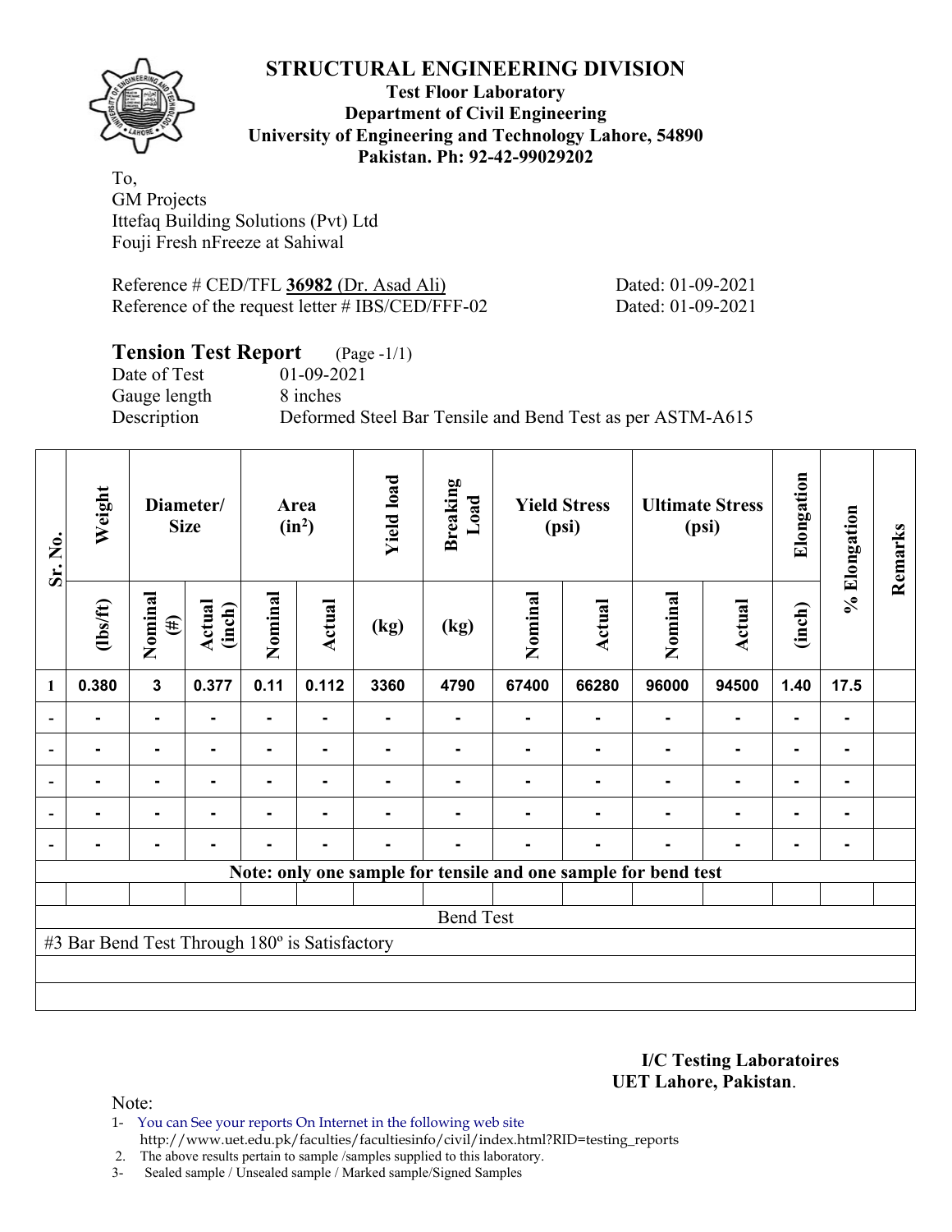# STRUCTURAL ENGINEERING DIVISION

**Test Floor Laboratory**
**Department of Civil Engineering**
**University of Engineering and Technology Lahore, 54890**
**Pakistan. Ph: 92-42-99029202**

To,
GM Projects
Ittefaq Building Solutions (Pvt) Ltd
Fouji Fresh nFreeze at Sahiwal

Reference # CED/TFL **36982** (Dr. Asad Ali) Dated: 01-09-2021
Reference of the request letter # IBS/CED/FFF-02 Dated: 01-09-2021

## Tension Test Report (Page -1/1)

Date of Test 01-09-2021
Gauge length 8 inches
Description Deformed Steel Bar Tensile and Bend Test as per ASTM-A615

| Sr. No. | Weight | Diameter/ Size | | Area ($in^2$) | | Yield load | Breaking Load | Yield Stress (psi) | | Ultimate Stress (psi) | | Elongation | % Elongation | Remarks |
|---|---|---|---|---|---|---|---|---|---|---|---|---|---|---|
| | (lbs/ft) | Nominal (#) | Actual (inch) | Nominal | Actual | (kg) | (kg) | Nominal | Actual | Nominal | Actual | (inch) | | |
| 1 | 0.380 | 3 | 0.377 | 0.11 | 0.112 | 3360 | 4790 | 67400 | 66280 | 96000 | 94500 | 1.40 | 17.5 | |
| - | - | - | - | - | - | - | - | - | - | - | - | - | - | |
| - | - | - | - | - | - | - | - | - | - | - | - | - | - | |
| - | - | - | - | - | - | - | - | - | - | - | - | - | - | |
| - | - | - | - | - | - | - | - | - | - | - | - | - | - | |
| - | - | - | - | - | - | - | - | - | - | - | - | - | - | |
| Note: only one sample for tensile and one sample for bend test | | | | | | | | | | | | | | |
| Bend Test | | | | | | | | | | | | | | |
| #3 Bar Bend Test Through 180º is Satisfactory | | | | | | | | | | | | | | |

**I/C Testing Laboratoires**
**UET Lahore, Pakistan**.

Note:

1- You can See your reports On Internet in the following web site
http://www.uet.edu.pk/faculties/facultiesinfo/civil/index.html?RID=testing_reports
2. The above results pertain to sample /samples supplied to this laboratory.
3- Sealed sample / Unsealed sample / Marked sample/Signed Samples